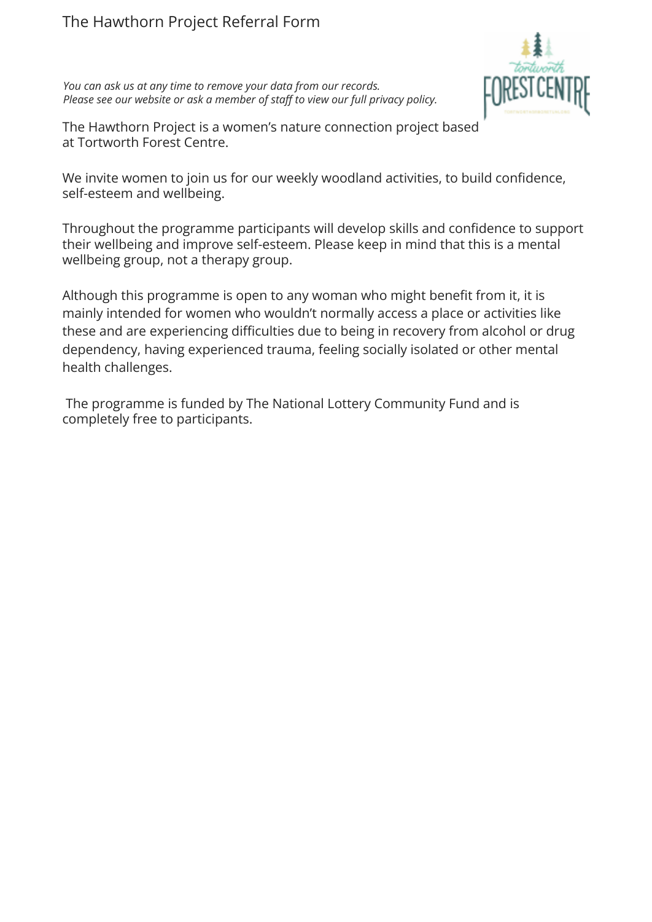# The Hawthorn Project Referral Form

*You can ask us at any time to remove your data from our records.*
*Please see our website or ask a member of staff to view our full privacy policy.*

The Hawthorn Project is a women's nature connection project based at Tortworth Forest Centre.

We invite women to join us for our weekly woodland activities, to build confidence, self-esteem and wellbeing.

Throughout the programme participants will develop skills and confidence to support their wellbeing and improve self-esteem. Please keep in mind that this is a mental wellbeing group, not a therapy group.

Although this programme is open to any woman who might benefit from it, it is mainly intended for women who wouldn't normally access a place or activities like these and are experiencing difficulties due to being in recovery from alcohol or drug dependency, having experienced trauma, feeling socially isolated or other mental health challenges.

The programme is funded by The National Lottery Community Fund and is completely free to participants.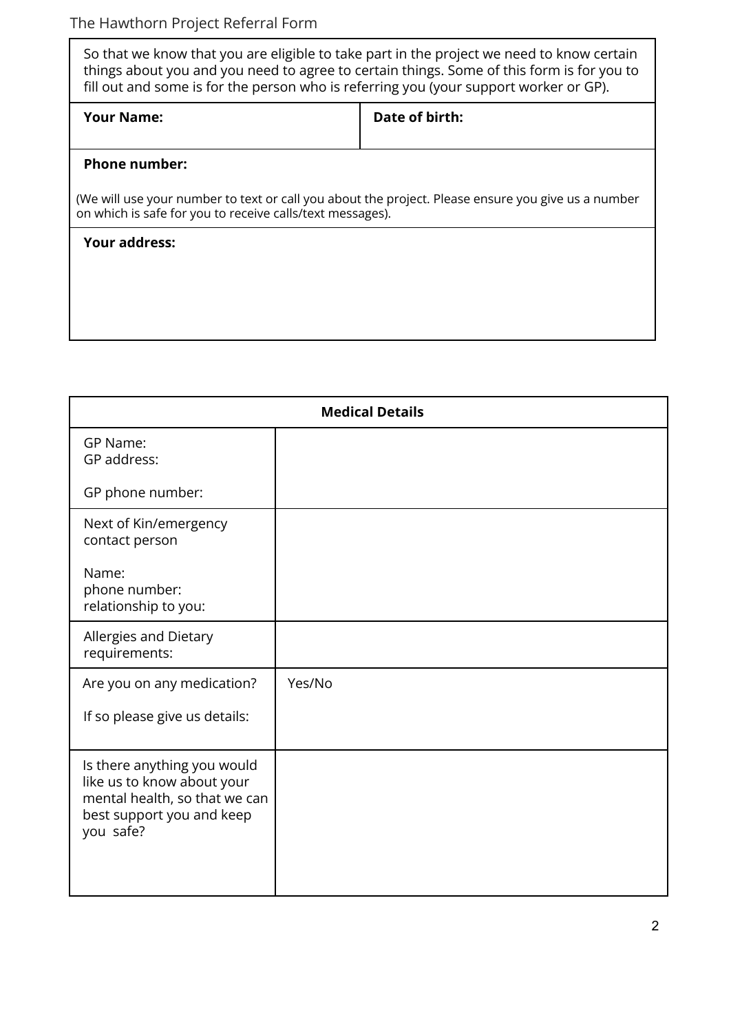The Hawthorn Project Referral Form

| So that we know that you are eligible to take part in the project we need to know certain things about you and you need to agree to certain things. Some of this form is for you to fill out and some is for the person who is referring you (your support worker or GP). | |
|---|---|
| **Your Name:** | **Date of birth:** |
| **Phone number:** (We will use your number to text or call you about the project. Please ensure you give us a number on which is safe for you to receive calls/text messages). | |
| **Your address:** | |

| **Medical Details** | |
|---|---|
| GP Name:<br>GP address:<br><br>GP phone number: | |
| Next of Kin/emergency contact person<br><br>Name:<br>phone number:<br>relationship to you: | |
| Allergies and Dietary requirements: | |
| Are you on any medication?<br><br>If so please give us details: | Yes/No |
| Is there anything you would like us to know about your mental health, so that we can best support you and keep you safe? | |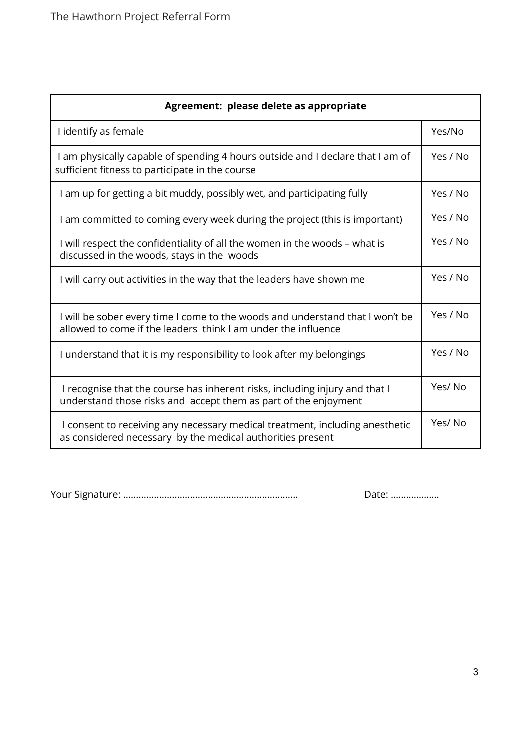| Agreement: please delete as appropriate | |
|---|---|
| I identify as female | Yes/No |
| I am physically capable of spending 4 hours outside and I declare that I am of sufficient fitness to participate in the course | Yes / No |
| I am up for getting a bit muddy, possibly wet, and participating fully | Yes / No |
| I am committed to coming every week during the project (this is important) | Yes / No |
| I will respect the confidentiality of all the women in the woods – what is discussed in the woods, stays in the woods | Yes / No |
| I will carry out activities in the way that the leaders have shown me | Yes / No |
| I will be sober every time I come to the woods and understand that I won't be allowed to come if the leaders think I am under the influence | Yes / No |
| I understand that it is my responsibility to look after my belongings | Yes / No |
| I recognise that the course has inherent risks, including injury and that I understand those risks and accept them as part of the enjoyment | Yes/ No |
| I consent to receiving any necessary medical treatment, including anesthetic as considered necessary by the medical authorities present | Yes/ No |

Your Signature: ..................................................................... Date: ...................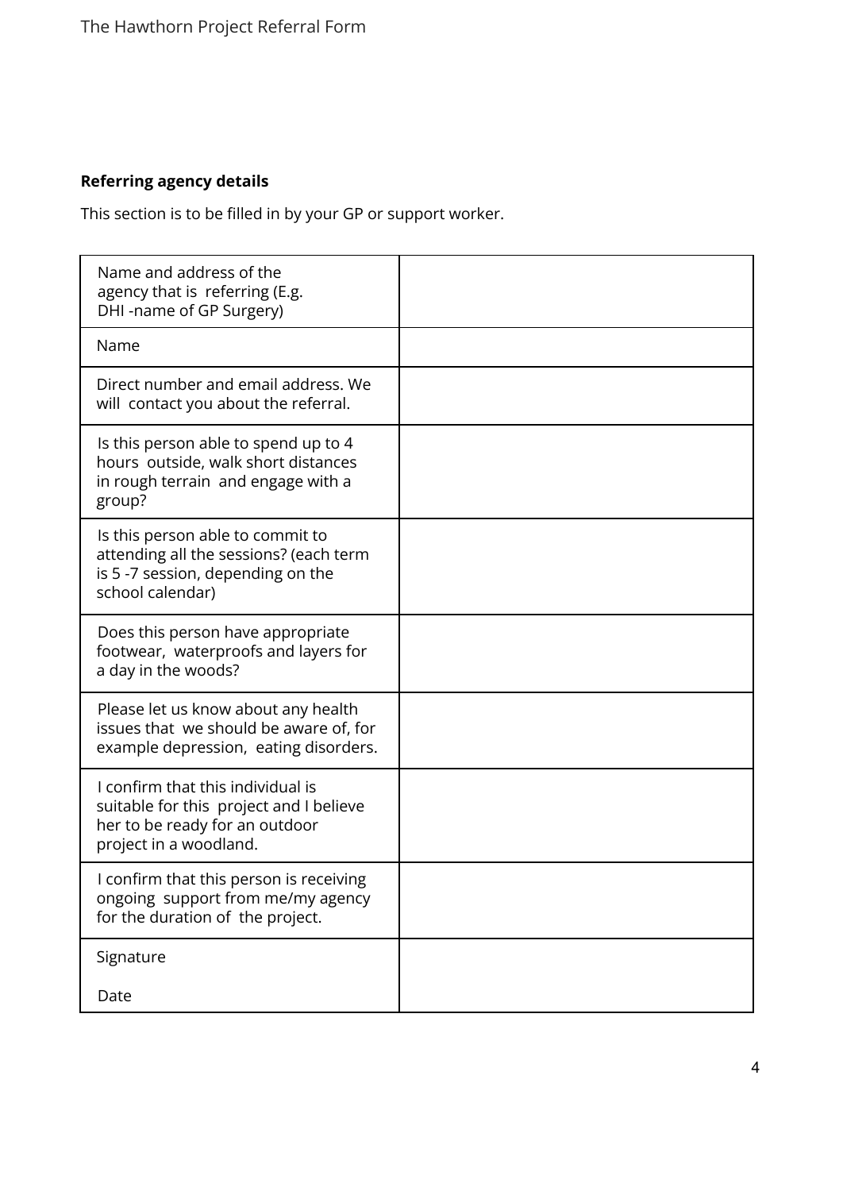**Referring agency details**

This section is to be filled in by your GP or support worker.

| | |
|---|---|
| Name and address of the agency that is referring (E.g. DHI -name of GP Surgery) | |
| Name | |
| Direct number and email address. We will contact you about the referral. | |
| Is this person able to spend up to 4 hours outside, walk short distances in rough terrain and engage with a group? | |
| Is this person able to commit to attending all the sessions? (each term is 5 -7 session, depending on the school calendar) | |
| Does this person have appropriate footwear, waterproofs and layers for a day in the woods? | |
| Please let us know about any health issues that we should be aware of, for example depression, eating disorders. | |
| I confirm that this individual is suitable for this project and I believe her to be ready for an outdoor project in a woodland. | |
| I confirm that this person is receiving ongoing support from me/my agency for the duration of the project. | |
| Signature<br><br>Date | |